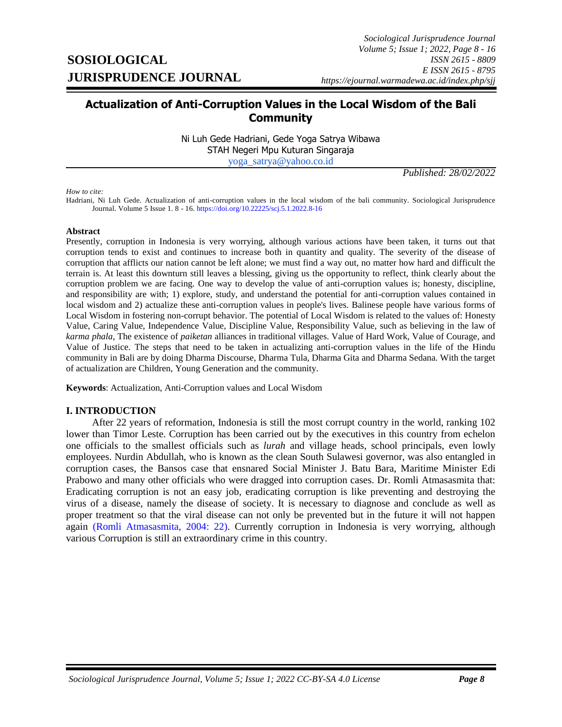# Actualization of Anti-Corruption Values in the Local Wisdom of the Bali Community

Ni Luh Gede Hadriani, Gede Yoga Satrya Wibawa
STAH Negeri Mpu Kuturan Singaraja
yoga_satrya@yahoo.co.id

*Published: 28/02/2022*

*How to cite:*
Hadriani, Ni Luh Gede. Actualization of anti-corruption values in the local wisdom of the bali community. Sociological Jurisprudence Journal. Volume 5 Issue 1. 8 - 16. https://doi.org/10.22225/scj.5.1.2022.8-16

**Abstract**

Presently, corruption in Indonesia is very worrying, although various actions have been taken, it turns out that corruption tends to exist and continues to increase both in quantity and quality. The severity of the disease of corruption that afflicts our nation cannot be left alone; we must find a way out, no matter how hard and difficult the terrain is. At least this downturn still leaves a blessing, giving us the opportunity to reflect, think clearly about the corruption problem we are facing. One way to develop the value of anti-corruption values is; honesty, discipline, and responsibility are with; 1) explore, study, and understand the potential for anti-corruption values contained in local wisdom and 2) actualize these anti-corruption values in people's lives. Balinese people have various forms of Local Wisdom in fostering non-corrupt behavior. The potential of Local Wisdom is related to the values of: Honesty Value, Caring Value, Independence Value, Discipline Value, Responsibility Value, such as believing in the law of *karma phala*, The existence of *paiketan* alliances in traditional villages. Value of Hard Work, Value of Courage, and Value of Justice. The steps that need to be taken in actualizing anti-corruption values in the life of the Hindu community in Bali are by doing Dharma Discourse, Dharma Tula, Dharma Gita and Dharma Sedana. With the target of actualization are Children, Young Generation and the community.

**Keywords**: Actualization, Anti-Corruption values and Local Wisdom

## I. INTRODUCTION

After 22 years of reformation, Indonesia is still the most corrupt country in the world, ranking 102 lower than Timor Leste. Corruption has been carried out by the executives in this country from echelon one officials to the smallest officials such as *lurah* and village heads, school principals, even lowly employees. Nurdin Abdullah, who is known as the clean South Sulawesi governor, was also entangled in corruption cases, the Bansos case that ensnared Social Minister J. Batu Bara, Maritime Minister Edi Prabowo and many other officials who were dragged into corruption cases. Dr. Romli Atmasasmita that: Eradicating corruption is not an easy job, eradicating corruption is like preventing and destroying the virus of a disease, namely the disease of society. It is necessary to diagnose and conclude as well as proper treatment so that the viral disease can not only be prevented but in the future it will not happen again (Romli Atmasasmita, 2004: 22). Currently corruption in Indonesia is very worrying, although various Corruption is still an extraordinary crime in this country.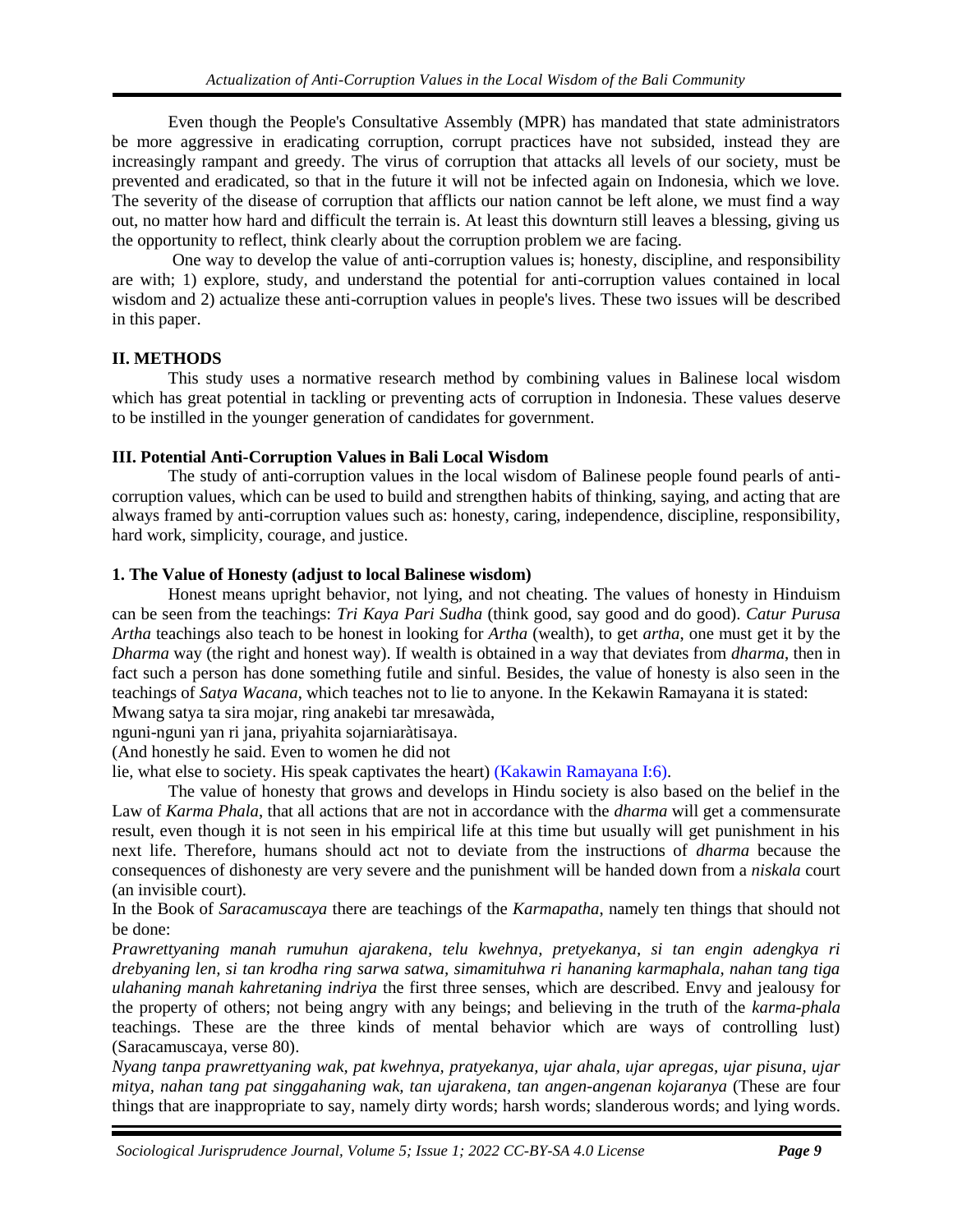Even though the People's Consultative Assembly (MPR) has mandated that state administrators be more aggressive in eradicating corruption, corrupt practices have not subsided, instead they are increasingly rampant and greedy. The virus of corruption that attacks all levels of our society, must be prevented and eradicated, so that in the future it will not be infected again on Indonesia, which we love. The severity of the disease of corruption that afflicts our nation cannot be left alone, we must find a way out, no matter how hard and difficult the terrain is. At least this downturn still leaves a blessing, giving us the opportunity to reflect, think clearly about the corruption problem we are facing.

One way to develop the value of anti-corruption values is; honesty, discipline, and responsibility are with; 1) explore, study, and understand the potential for anti-corruption values contained in local wisdom and 2) actualize these anti-corruption values in people's lives. These two issues will be described in this paper.

## II. METHODS

This study uses a normative research method by combining values in Balinese local wisdom which has great potential in tackling or preventing acts of corruption in Indonesia. These values deserve to be instilled in the younger generation of candidates for government.

## III. Potential Anti-Corruption Values in Bali Local Wisdom

The study of anti-corruption values in the local wisdom of Balinese people found pearls of anti-corruption values, which can be used to build and strengthen habits of thinking, saying, and acting that are always framed by anti-corruption values such as: honesty, caring, independence, discipline, responsibility, hard work, simplicity, courage, and justice.

### 1. The Value of Honesty (adjust to local Balinese wisdom)

Honest means upright behavior, not lying, and not cheating. The values of honesty in Hinduism can be seen from the teachings: *Tri Kaya Pari Sudha* (think good, say good and do good). *Catur Purusa Artha* teachings also teach to be honest in looking for *Artha* (wealth), to get *artha*, one must get it by the *Dharma* way (the right and honest way). If wealth is obtained in a way that deviates from *dharma*, then in fact such a person has done something futile and sinful. Besides, the value of honesty is also seen in the teachings of *Satya Wacana*, which teaches not to lie to anyone. In the Kekawin Ramayana it is stated:

Mwang satya ta sira mojar, ring anakebi tar mresawàda,
nguni-nguni yan ri jana, priyahita sojarniaràtisaya.
(And honestly he said. Even to women he did not
lie, what else to society. His speak captivates the heart) (Kakawin Ramayana I:6).

The value of honesty that grows and develops in Hindu society is also based on the belief in the Law of *Karma Phala*, that all actions that are not in accordance with the *dharma* will get a commensurate result, even though it is not seen in his empirical life at this time but usually will get punishment in his next life. Therefore, humans should act not to deviate from the instructions of *dharma* because the consequences of dishonesty are very severe and the punishment will be handed down from a *niskala* court (an invisible court).

In the Book of *Saracamuscaya* there are teachings of the *Karmapatha*, namely ten things that should not be done:

*Prawrettyaning manah rumuhun ajarakena, telu kwehnya, pretyekanya, si tan engin adengkya ri drebyaning len, si tan krodha ring sarwa satwa, simamituhwa ri hananing karmaphala, nahan tang tiga ulahaning manah kahretaning indriya* the first three senses, which are described. Envy and jealousy for the property of others; not being angry with any beings; and believing in the truth of the *karma-phala* teachings. These are the three kinds of mental behavior which are ways of controlling lust) (Saracamuscaya, verse 80).

*Nyang tanpa prawrettyaning wak, pat kwehnya, pratyekanya, ujar ahala, ujar apregas, ujar pisuna, ujar mitya, nahan tang pat singgahaning wak, tan ujarakena, tan angen-angenan kojaranya* (These are four things that are inappropriate to say, namely dirty words; harsh words; slanderous words; and lying words.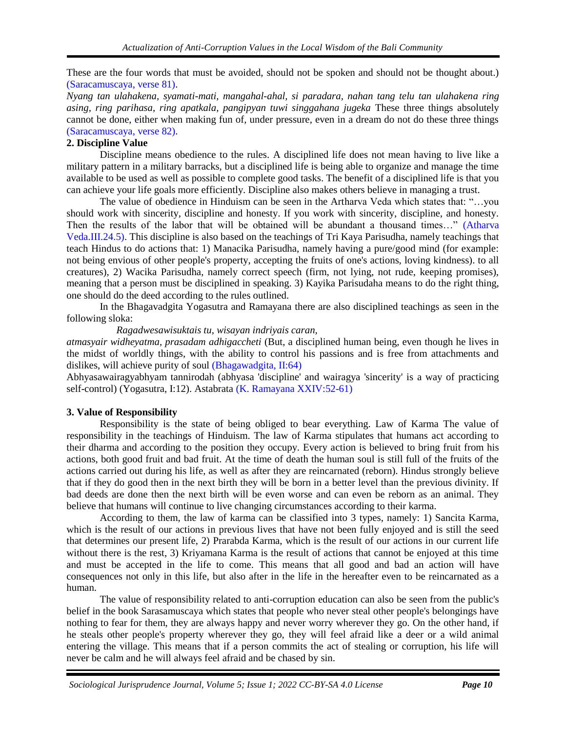These are the four words that must be avoided, should not be spoken and should not be thought about.) (Saracamuscaya, verse 81).

*Nyang tan ulahakena, syamati-mati, mangahal-ahal, si paradara, nahan tang telu tan ulahakena ring asing, ring parihasa, ring apatkala, pangipyan tuwi singgahana jugeka* These three things absolutely cannot be done, either when making fun of, under pressure, even in a dream do not do these three things (Saracamuscaya, verse 82).

**2. Discipline Value**

Discipline means obedience to the rules. A disciplined life does not mean having to live like a military pattern in a military barracks, but a disciplined life is being able to organize and manage the time available to be used as well as possible to complete good tasks. The benefit of a disciplined life is that you can achieve your life goals more efficiently. Discipline also makes others believe in managing a trust.

The value of obedience in Hinduism can be seen in the Artharva Veda which states that: "…you should work with sincerity, discipline and honesty. If you work with sincerity, discipline, and honesty. Then the results of the labor that will be obtained will be abundant a thousand times…" (Atharva Veda.III.24.5). This discipline is also based on the teachings of Tri Kaya Parisudha, namely teachings that teach Hindus to do actions that: 1) Manacika Parisudha, namely having a pure/good mind (for example: not being envious of other people's property, accepting the fruits of one's actions, loving kindness). to all creatures), 2) Wacika Parisudha, namely correct speech (firm, not lying, not rude, keeping promises), meaning that a person must be disciplined in speaking. 3) Kayika Parisudaha means to do the right thing, one should do the deed according to the rules outlined.

In the Bhagavadgita Yogasutra and Ramayana there are also disciplined teachings as seen in the following sloka:

*Ragadwesawisuktais tu, wisayan indriyais caran,*
*atmasyair widheyatma, prasadam adhigaccheti* (But, a disciplined human being, even though he lives in the midst of worldly things, with the ability to control his passions and is free from attachments and dislikes, will achieve purity of soul (Bhagawadgita, II:64)

Abhyasawairagyabhyam tannirodah (abhyasa 'discipline' and wairagya 'sincerity' is a way of practicing self-control) (Yogasutra, I:12). Astabrata (K. Ramayana XXIV:52-61)

**3. Value of Responsibility**

Responsibility is the state of being obliged to bear everything. Law of Karma The value of responsibility in the teachings of Hinduism. The law of Karma stipulates that humans act according to their dharma and according to the position they occupy. Every action is believed to bring fruit from his actions, both good fruit and bad fruit. At the time of death the human soul is still full of the fruits of the actions carried out during his life, as well as after they are reincarnated (reborn). Hindus strongly believe that if they do good then in the next birth they will be born in a better level than the previous divinity. If bad deeds are done then the next birth will be even worse and can even be reborn as an animal. They believe that humans will continue to live changing circumstances according to their karma.

According to them, the law of karma can be classified into 3 types, namely: 1) Sancita Karma, which is the result of our actions in previous lives that have not been fully enjoyed and is still the seed that determines our present life, 2) Prarabda Karma, which is the result of our actions in our current life without there is the rest, 3) Kriyamana Karma is the result of actions that cannot be enjoyed at this time and must be accepted in the life to come. This means that all good and bad an action will have consequences not only in this life, but also after in the life in the hereafter even to be reincarnated as a human.

The value of responsibility related to anti-corruption education can also be seen from the public's belief in the book Sarasamuscaya which states that people who never steal other people's belongings have nothing to fear for them, they are always happy and never worry wherever they go. On the other hand, if he steals other people's property wherever they go, they will feel afraid like a deer or a wild animal entering the village. This means that if a person commits the act of stealing or corruption, his life will never be calm and he will always feel afraid and be chased by sin.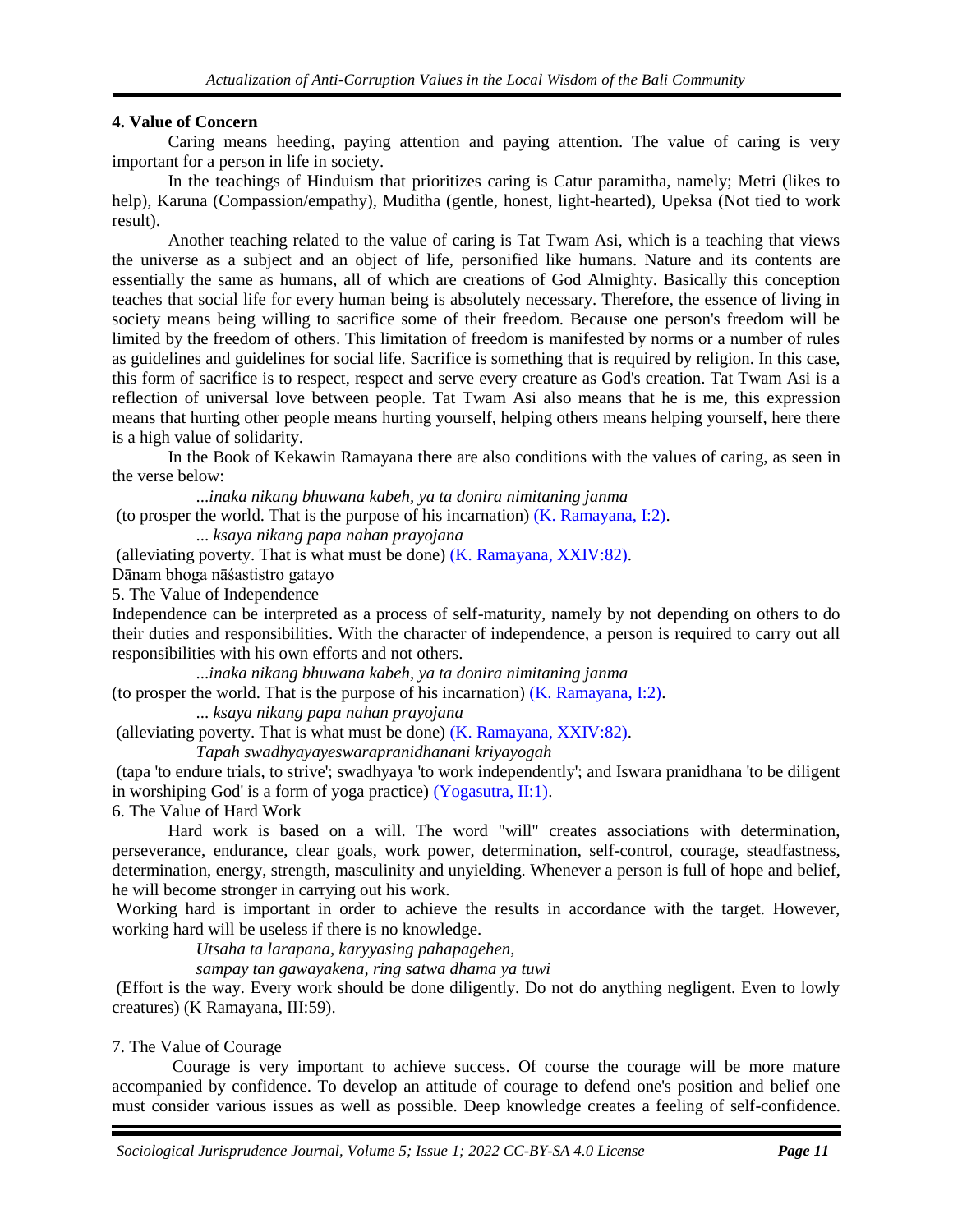### 4. Value of Concern

Caring means heeding, paying attention and paying attention. The value of caring is very important for a person in life in society.

In the teachings of Hinduism that prioritizes caring is Catur paramitha, namely; Metri (likes to help), Karuna (Compassion/empathy), Muditha (gentle, honest, light-hearted), Upeksa (Not tied to work result).

Another teaching related to the value of caring is Tat Twam Asi, which is a teaching that views the universe as a subject and an object of life, personified like humans. Nature and its contents are essentially the same as humans, all of which are creations of God Almighty. Basically this conception teaches that social life for every human being is absolutely necessary. Therefore, the essence of living in society means being willing to sacrifice some of their freedom. Because one person's freedom will be limited by the freedom of others. This limitation of freedom is manifested by norms or a number of rules as guidelines and guidelines for social life. Sacrifice is something that is required by religion. In this case, this form of sacrifice is to respect, respect and serve every creature as God's creation. Tat Twam Asi is a reflection of universal love between people. Tat Twam Asi also means that he is me, this expression means that hurting other people means hurting yourself, helping others means helping yourself, here there is a high value of solidarity.

In the Book of Kekawin Ramayana there are also conditions with the values of caring, as seen in the verse below:

*...inaka nikang bhuwana kabeh, ya ta donira nimitaning janma*

(to prosper the world. That is the purpose of his incarnation) (K. Ramayana, I:2).

*... ksaya nikang papa nahan prayojana*

(alleviating poverty. That is what must be done) (K. Ramayana, XXIV:82).

Dānam bhoga nāśastistro gatayo

5. The Value of Independence

Independence can be interpreted as a process of self-maturity, namely by not depending on others to do their duties and responsibilities. With the character of independence, a person is required to carry out all responsibilities with his own efforts and not others.

*...inaka nikang bhuwana kabeh, ya ta donira nimitaning janma*

(to prosper the world. That is the purpose of his incarnation) (K. Ramayana, I:2).

*... ksaya nikang papa nahan prayojana*

(alleviating poverty. That is what must be done) (K. Ramayana, XXIV:82).

*Tapah swadhyayayeswarapranidhanani kriyayogah*

(tapa 'to endure trials, to strive'; swadhyaya 'to work independently'; and Iswara pranidhana 'to be diligent in worshiping God' is a form of yoga practice) (Yogasutra, II:1).

6. The Value of Hard Work

Hard work is based on a will. The word "will" creates associations with determination, perseverance, endurance, clear goals, work power, determination, self-control, courage, steadfastness, determination, energy, strength, masculinity and unyielding. Whenever a person is full of hope and belief, he will become stronger in carrying out his work.

Working hard is important in order to achieve the results in accordance with the target. However, working hard will be useless if there is no knowledge.

*Utsaha ta larapana, karyyasing pahapagehen,*

*sampay tan gawayakena, ring satwa dhama ya tuwi*

(Effort is the way. Every work should be done diligently. Do not do anything negligent. Even to lowly creatures) (K Ramayana, III:59).

7. The Value of Courage

Courage is very important to achieve success. Of course the courage will be more mature accompanied by confidence. To develop an attitude of courage to defend one's position and belief one must consider various issues as well as possible. Deep knowledge creates a feeling of self-confidence.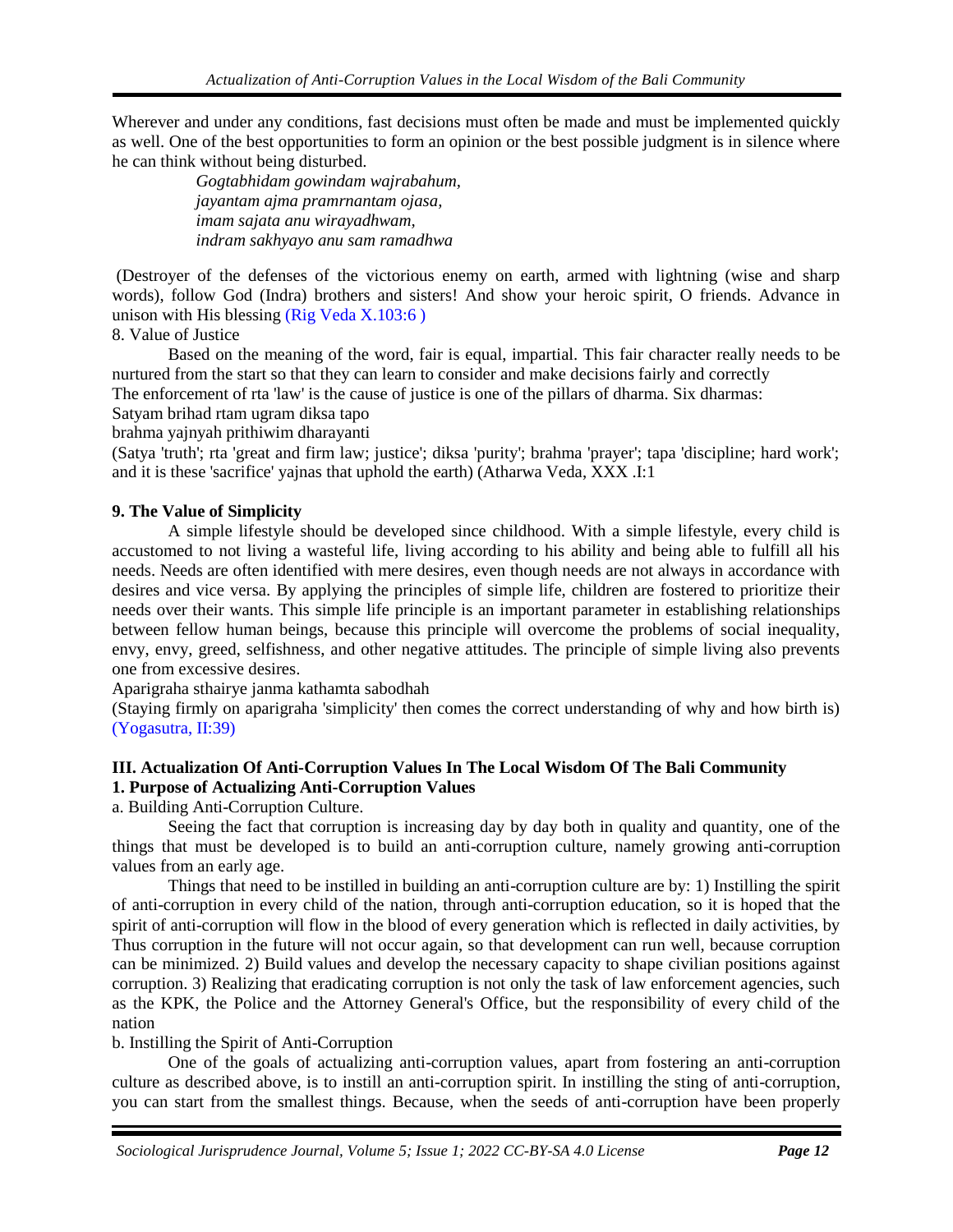Wherever and under any conditions, fast decisions must often be made and must be implemented quickly as well. One of the best opportunities to form an opinion or the best possible judgment is in silence where he can think without being disturbed.

> *Gogtabhidam gowindam wajrabahum,*
> *jayantam ajma pramrnantam ojasa,*
> *imam sajata anu wirayadhwam,*
> *indram sakhyayo anu sam ramadhwa*

(Destroyer of the defenses of the victorious enemy on earth, armed with lightning (wise and sharp words), follow God (Indra) brothers and sisters! And show your heroic spirit, O friends. Advance in unison with His blessing (Rig Veda X.103:6 )

8. Value of Justice

Based on the meaning of the word, fair is equal, impartial. This fair character really needs to be nurtured from the start so that they can learn to consider and make decisions fairly and correctly

The enforcement of rta 'law' is the cause of justice is one of the pillars of dharma. Six dharmas:

Satyam brihad rtam ugram diksa tapo
brahma yajnyah prithiwim dharayanti

(Satya 'truth'; rta 'great and firm law; justice'; diksa 'purity'; brahma 'prayer'; tapa 'discipline; hard work'; and it is these 'sacrifice' yajnas that uphold the earth) (Atharwa Veda, XXX .I:1

**9. The Value of Simplicity**

A simple lifestyle should be developed since childhood. With a simple lifestyle, every child is accustomed to not living a wasteful life, living according to his ability and being able to fulfill all his needs. Needs are often identified with mere desires, even though needs are not always in accordance with desires and vice versa. By applying the principles of simple life, children are fostered to prioritize their needs over their wants. This simple life principle is an important parameter in establishing relationships between fellow human beings, because this principle will overcome the problems of social inequality, envy, envy, greed, selfishness, and other negative attitudes. The principle of simple living also prevents one from excessive desires.

Aparigraha sthairye janma kathamta sabodhah

(Staying firmly on aparigraha 'simplicity' then comes the correct understanding of why and how birth is) (Yogasutra, II:39)

## III. Actualization Of Anti-Corruption Values In The Local Wisdom Of The Bali Community

### 1. Purpose of Actualizing Anti-Corruption Values

a. Building Anti-Corruption Culture.

Seeing the fact that corruption is increasing day by day both in quality and quantity, one of the things that must be developed is to build an anti-corruption culture, namely growing anti-corruption values from an early age.

Things that need to be instilled in building an anti-corruption culture are by: 1) Instilling the spirit of anti-corruption in every child of the nation, through anti-corruption education, so it is hoped that the spirit of anti-corruption will flow in the blood of every generation which is reflected in daily activities, by Thus corruption in the future will not occur again, so that development can run well, because corruption can be minimized. 2) Build values and develop the necessary capacity to shape civilian positions against corruption. 3) Realizing that eradicating corruption is not only the task of law enforcement agencies, such as the KPK, the Police and the Attorney General's Office, but the responsibility of every child of the nation

b. Instilling the Spirit of Anti-Corruption

One of the goals of actualizing anti-corruption values, apart from fostering an anti-corruption culture as described above, is to instill an anti-corruption spirit. In instilling the sting of anti-corruption, you can start from the smallest things. Because, when the seeds of anti-corruption have been properly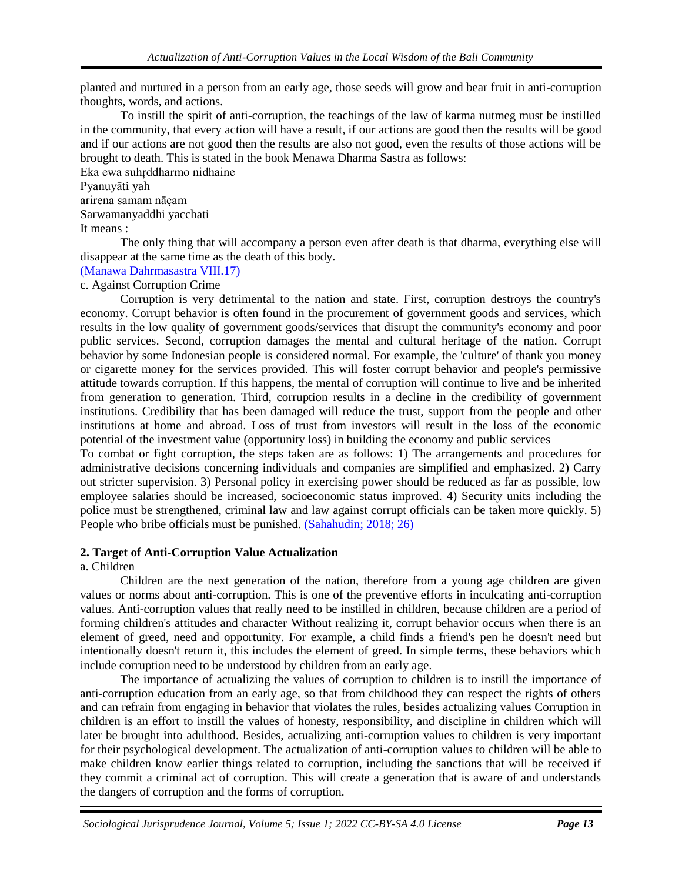planted and nurtured in a person from an early age, those seeds will grow and bear fruit in anti-corruption thoughts, words, and actions.

To instill the spirit of anti-corruption, the teachings of the law of karma nutmeg must be instilled in the community, that every action will have a result, if our actions are good then the results will be good and if our actions are not good then the results are also not good, even the results of those actions will be brought to death. This is stated in the book Menawa Dharma Sastra as follows:

Eka ewa suhṛddharmo nidhaine
Pyanuyāti yah
arirena samam nāçam
Sarwamanyaddhi yacchati

It means :

The only thing that will accompany a person even after death is that dharma, everything else will disappear at the same time as the death of this body.
(Manawa Dahrmasastra VIII.17)

c. Against Corruption Crime

Corruption is very detrimental to the nation and state. First, corruption destroys the country's economy. Corrupt behavior is often found in the procurement of government goods and services, which results in the low quality of government goods/services that disrupt the community's economy and poor public services. Second, corruption damages the mental and cultural heritage of the nation. Corrupt behavior by some Indonesian people is considered normal. For example, the 'culture' of thank you money or cigarette money for the services provided. This will foster corrupt behavior and people's permissive attitude towards corruption. If this happens, the mental of corruption will continue to live and be inherited from generation to generation. Third, corruption results in a decline in the credibility of government institutions. Credibility that has been damaged will reduce the trust, support from the people and other institutions at home and abroad. Loss of trust from investors will result in the loss of the economic potential of the investment value (opportunity loss) in building the economy and public services

To combat or fight corruption, the steps taken are as follows: 1) The arrangements and procedures for administrative decisions concerning individuals and companies are simplified and emphasized. 2) Carry out stricter supervision. 3) Personal policy in exercising power should be reduced as far as possible, low employee salaries should be increased, socioeconomic status improved. 4) Security units including the police must be strengthened, criminal law and law against corrupt officials can be taken more quickly. 5) People who bribe officials must be punished. (Sahahudin; 2018; 26)

**2. Target of Anti-Corruption Value Actualization**

a. Children

Children are the next generation of the nation, therefore from a young age children are given values or norms about anti-corruption. This is one of the preventive efforts in inculcating anti-corruption values. Anti-corruption values that really need to be instilled in children, because children are a period of forming children's attitudes and character Without realizing it, corrupt behavior occurs when there is an element of greed, need and opportunity. For example, a child finds a friend's pen he doesn't need but intentionally doesn't return it, this includes the element of greed. In simple terms, these behaviors which include corruption need to be understood by children from an early age.

The importance of actualizing the values of corruption to children is to instill the importance of anti-corruption education from an early age, so that from childhood they can respect the rights of others and can refrain from engaging in behavior that violates the rules, besides actualizing values Corruption in children is an effort to instill the values of honesty, responsibility, and discipline in children which will later be brought into adulthood. Besides, actualizing anti-corruption values to children is very important for their psychological development. The actualization of anti-corruption values to children will be able to make children know earlier things related to corruption, including the sanctions that will be received if they commit a criminal act of corruption. This will create a generation that is aware of and understands the dangers of corruption and the forms of corruption.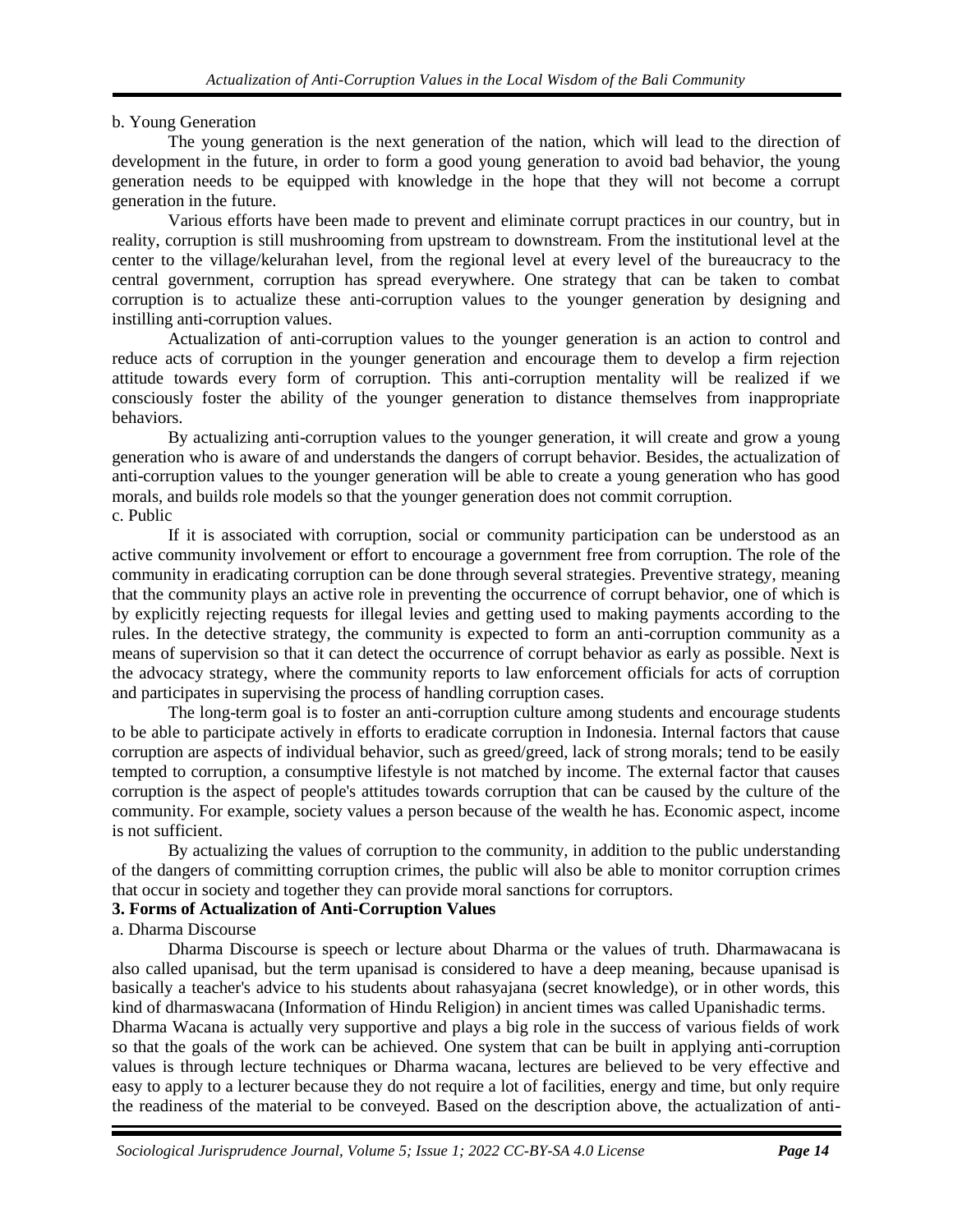b. Young Generation

The young generation is the next generation of the nation, which will lead to the direction of development in the future, in order to form a good young generation to avoid bad behavior, the young generation needs to be equipped with knowledge in the hope that they will not become a corrupt generation in the future.

Various efforts have been made to prevent and eliminate corrupt practices in our country, but in reality, corruption is still mushrooming from upstream to downstream. From the institutional level at the center to the village/kelurahan level, from the regional level at every level of the bureaucracy to the central government, corruption has spread everywhere. One strategy that can be taken to combat corruption is to actualize these anti-corruption values to the younger generation by designing and instilling anti-corruption values.

Actualization of anti-corruption values to the younger generation is an action to control and reduce acts of corruption in the younger generation and encourage them to develop a firm rejection attitude towards every form of corruption. This anti-corruption mentality will be realized if we consciously foster the ability of the younger generation to distance themselves from inappropriate behaviors.

By actualizing anti-corruption values to the younger generation, it will create and grow a young generation who is aware of and understands the dangers of corrupt behavior. Besides, the actualization of anti-corruption values to the younger generation will be able to create a young generation who has good morals, and builds role models so that the younger generation does not commit corruption.

c. Public

If it is associated with corruption, social or community participation can be understood as an active community involvement or effort to encourage a government free from corruption. The role of the community in eradicating corruption can be done through several strategies. Preventive strategy, meaning that the community plays an active role in preventing the occurrence of corrupt behavior, one of which is by explicitly rejecting requests for illegal levies and getting used to making payments according to the rules. In the detective strategy, the community is expected to form an anti-corruption community as a means of supervision so that it can detect the occurrence of corrupt behavior as early as possible. Next is the advocacy strategy, where the community reports to law enforcement officials for acts of corruption and participates in supervising the process of handling corruption cases.

The long-term goal is to foster an anti-corruption culture among students and encourage students to be able to participate actively in efforts to eradicate corruption in Indonesia. Internal factors that cause corruption are aspects of individual behavior, such as greed/greed, lack of strong morals; tend to be easily tempted to corruption, a consumptive lifestyle is not matched by income. The external factor that causes corruption is the aspect of people's attitudes towards corruption that can be caused by the culture of the community. For example, society values a person because of the wealth he has. Economic aspect, income is not sufficient.

By actualizing the values of corruption to the community, in addition to the public understanding of the dangers of committing corruption crimes, the public will also be able to monitor corruption crimes that occur in society and together they can provide moral sanctions for corruptors.

**3. Forms of Actualization of Anti-Corruption Values**

a. Dharma Discourse

Dharma Discourse is speech or lecture about Dharma or the values of truth. Dharmawacana is also called upanisad, but the term upanisad is considered to have a deep meaning, because upanisad is basically a teacher's advice to his students about rahasyajana (secret knowledge), or in other words, this kind of dharmaswacana (Information of Hindu Religion) in ancient times was called Upanishadic terms.

Dharma Wacana is actually very supportive and plays a big role in the success of various fields of work so that the goals of the work can be achieved. One system that can be built in applying anti-corruption values is through lecture techniques or Dharma wacana, lectures are believed to be very effective and easy to apply to a lecturer because they do not require a lot of facilities, energy and time, but only require the readiness of the material to be conveyed. Based on the description above, the actualization of anti-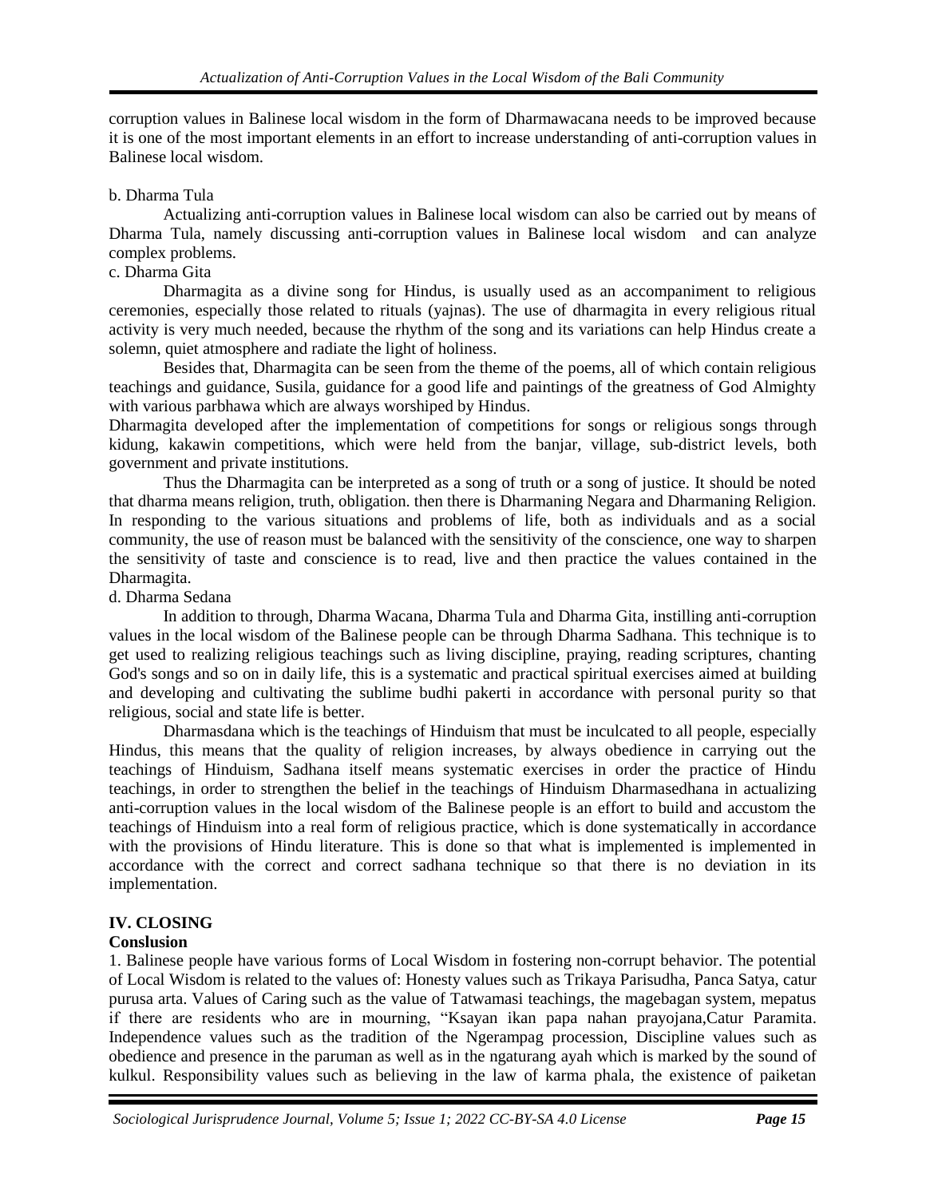corruption values in Balinese local wisdom in the form of Dharmawacana needs to be improved because it is one of the most important elements in an effort to increase understanding of anti-corruption values in Balinese local wisdom.

b. Dharma Tula

Actualizing anti-corruption values in Balinese local wisdom can also be carried out by means of Dharma Tula, namely discussing anti-corruption values in Balinese local wisdom and can analyze complex problems.

c. Dharma Gita

Dharmagita as a divine song for Hindus, is usually used as an accompaniment to religious ceremonies, especially those related to rituals (yajnas). The use of dharmagita in every religious ritual activity is very much needed, because the rhythm of the song and its variations can help Hindus create a solemn, quiet atmosphere and radiate the light of holiness.

Besides that, Dharmagita can be seen from the theme of the poems, all of which contain religious teachings and guidance, Susila, guidance for a good life and paintings of the greatness of God Almighty with various parbhawa which are always worshiped by Hindus.

Dharmagita developed after the implementation of competitions for songs or religious songs through kidung, kakawin competitions, which were held from the banjar, village, sub-district levels, both government and private institutions.

Thus the Dharmagita can be interpreted as a song of truth or a song of justice. It should be noted that dharma means religion, truth, obligation. then there is Dharmaning Negara and Dharmaning Religion. In responding to the various situations and problems of life, both as individuals and as a social community, the use of reason must be balanced with the sensitivity of the conscience, one way to sharpen the sensitivity of taste and conscience is to read, live and then practice the values contained in the Dharmagita.

d. Dharma Sedana

In addition to through, Dharma Wacana, Dharma Tula and Dharma Gita, instilling anti-corruption values in the local wisdom of the Balinese people can be through Dharma Sadhana. This technique is to get used to realizing religious teachings such as living discipline, praying, reading scriptures, chanting God's songs and so on in daily life, this is a systematic and practical spiritual exercises aimed at building and developing and cultivating the sublime budhi pakerti in accordance with personal purity so that religious, social and state life is better.

Dharmasdana which is the teachings of Hinduism that must be inculcated to all people, especially Hindus, this means that the quality of religion increases, by always obedience in carrying out the teachings of Hinduism, Sadhana itself means systematic exercises in order the practice of Hindu teachings, in order to strengthen the belief in the teachings of Hinduism Dharmasedhana in actualizing anti-corruption values in the local wisdom of the Balinese people is an effort to build and accustom the teachings of Hinduism into a real form of religious practice, which is done systematically in accordance with the provisions of Hindu literature. This is done so that what is implemented is implemented in accordance with the correct and correct sadhana technique so that there is no deviation in its implementation.

## IV. CLOSING

### Conslusion

1. Balinese people have various forms of Local Wisdom in fostering non-corrupt behavior. The potential of Local Wisdom is related to the values of: Honesty values such as Trikaya Parisudha, Panca Satya, catur purusa arta. Values of Caring such as the value of Tatwamasi teachings, the magebagan system, mepatus if there are residents who are in mourning, "Ksayan ikan papa nahan prayojana,Catur Paramita. Independence values such as the tradition of the Ngerampag procession, Discipline values such as obedience and presence in the paruman as well as in the ngaturang ayah which is marked by the sound of kulkul. Responsibility values such as believing in the law of karma phala, the existence of paiketan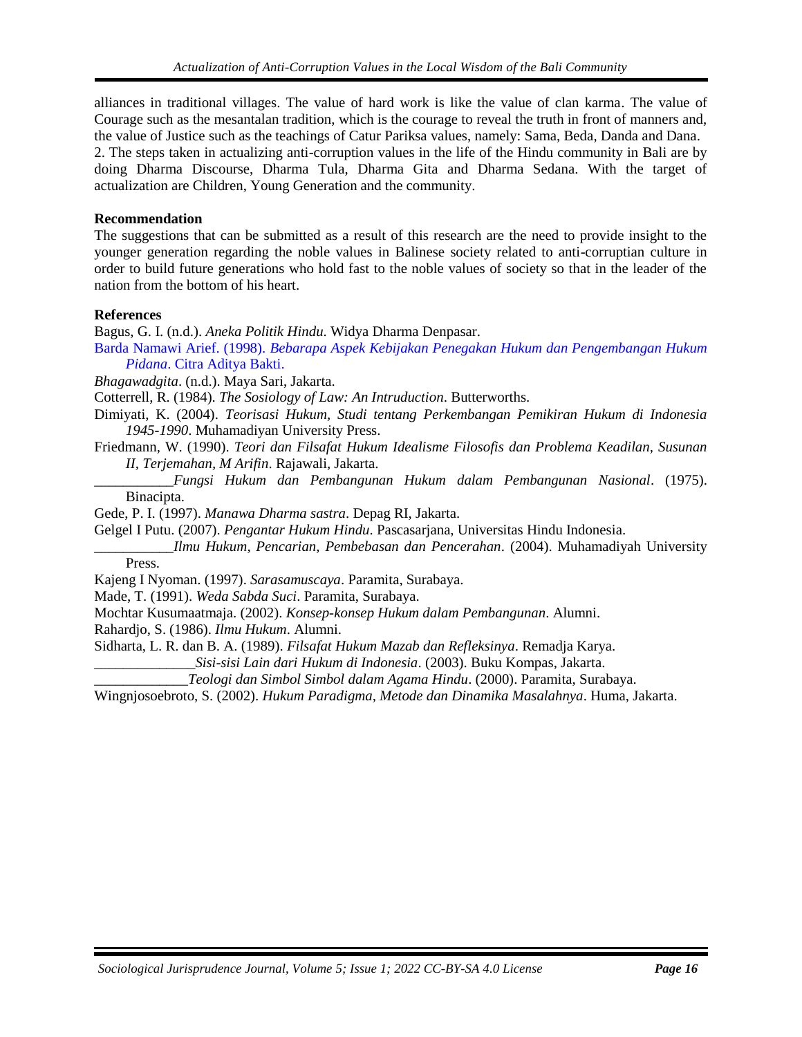alliances in traditional villages. The value of hard work is like the value of clan karma. The value of Courage such as the mesantalan tradition, which is the courage to reveal the truth in front of manners and, the value of Justice such as the teachings of Catur Pariksa values, namely: Sama, Beda, Danda and Dana.

2. The steps taken in actualizing anti-corruption values in the life of the Hindu community in Bali are by doing Dharma Discourse, Dharma Tula, Dharma Gita and Dharma Sedana. With the target of actualization are Children, Young Generation and the community.

## Recommendation

The suggestions that can be submitted as a result of this research are the need to provide insight to the younger generation regarding the noble values in Balinese society related to anti-corruptian culture in order to build future generations who hold fast to the noble values of society so that in the leader of the nation from the bottom of his heart.

## References

Bagus, G. I. (n.d.). *Aneka Politik Hindu*. Widya Dharma Denpasar.

Barda Namawi Arief. (1998). *Bebarapa Aspek Kebijakan Penegakan Hukum dan Pengembangan Hukum Pidana*. Citra Aditya Bakti.

*Bhagawadgita*. (n.d.). Maya Sari, Jakarta.

Cotterrell, R. (1984). *The Sosiology of Law: An Intruduction*. Butterworths.

Dimiyati, K. (2004). *Teorisasi Hukum, Studi tentang Perkembangan Pemikiran Hukum di Indonesia 1945-1990*. Muhamadiyan University Press.

Friedmann, W. (1990). *Teori dan Filsafat Hukum Idealisme Filosofis dan Problema Keadilan, Susunan II, Terjemahan, M Arifin*. Rajawali, Jakarta.

___________*Fungsi Hukum dan Pembangunan Hukum dalam Pembangunan Nasional*. (1975). Binacipta.

Gede, P. I. (1997). *Manawa Dharma sastra*. Depag RI, Jakarta.

Gelgel I Putu. (2007). *Pengantar Hukum Hindu*. Pascasarjana, Universitas Hindu Indonesia.

___________*Ilmu Hukum, Pencarian, Pembebasan dan Pencerahan*. (2004). Muhamadiyah University Press.

Kajeng I Nyoman. (1997). *Sarasamuscaya*. Paramita, Surabaya.

Made, T. (1991). *Weda Sabda Suci*. Paramita, Surabaya.

Mochtar Kusumaatmaja. (2002). *Konsep-konsep Hukum dalam Pembangunan*. Alumni.

Rahardjo, S. (1986). *Ilmu Hukum*. Alumni.

Sidharta, L. R. dan B. A. (1989). *Filsafat Hukum Mazab dan Refleksinya*. Remadja Karya.

______________*Sisi-sisi Lain dari Hukum di Indonesia*. (2003). Buku Kompas, Jakarta.

_____________*Teologi dan Simbol Simbol dalam Agama Hindu*. (2000). Paramita, Surabaya.

Wingnjosoebroto, S. (2002). *Hukum Paradigma, Metode dan Dinamika Masalahnya*. Huma, Jakarta.